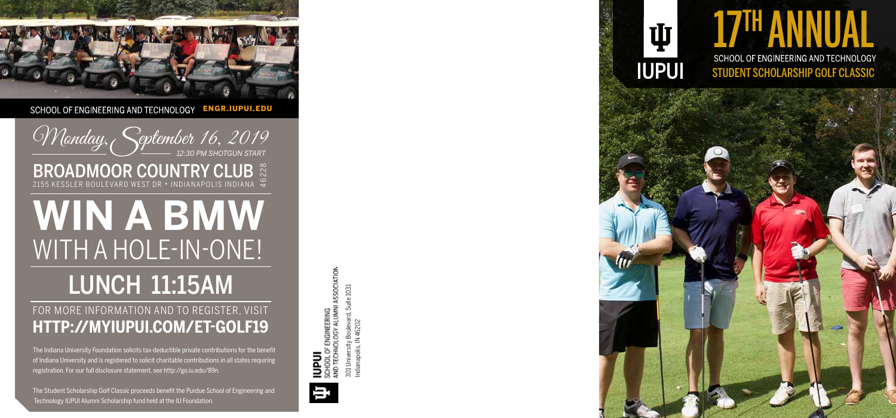SCHOOL OF ENGINEERING AND TECHNOLOGY **ENGR.IUPUI.EDU**

*Monday, September 16, 2019*

12:30 PM SHOTGUN START

**BROADMOOR COUNTRY CLUB**

2155 KESSLER BOULEVARD WEST DR • INDIANAPOLIS INDIANA 46228

# WIN A BMW

WITH A HOLE-IN-ONE!

## LUNCH 11:15AM

FOR MORE INFORMATION AND TO REGISTER, VISIT

**HTTP://MYIUPUI.COM/ET-GOLF19**

The Indiana University Foundation solicits tax-deductible private contributions for the benefit of Indiana University and is registered to solicit charitable contributions in all states requiring registration. For our full disclosure statement, see http://go.iu.edu/89n.

The Student Scholarship Golf Classic proceeds benefit the Purdue School of Engineering and Technology IUPUI Alumni Scholarship fund held at the IU Foundation.

IUPUI
SCHOOL OF ENGINEERING
AND TECHNOLOGY ALUMNI ASSOCIATION

301 University Boulevard, Suite 1031
Indianapolis, IN 46202

IUPUI

# 17TH ANNUAL

SCHOOL OF ENGINEERING AND TECHNOLOGY

**STUDENT SCHOLARSHIP GOLF CLASSIC**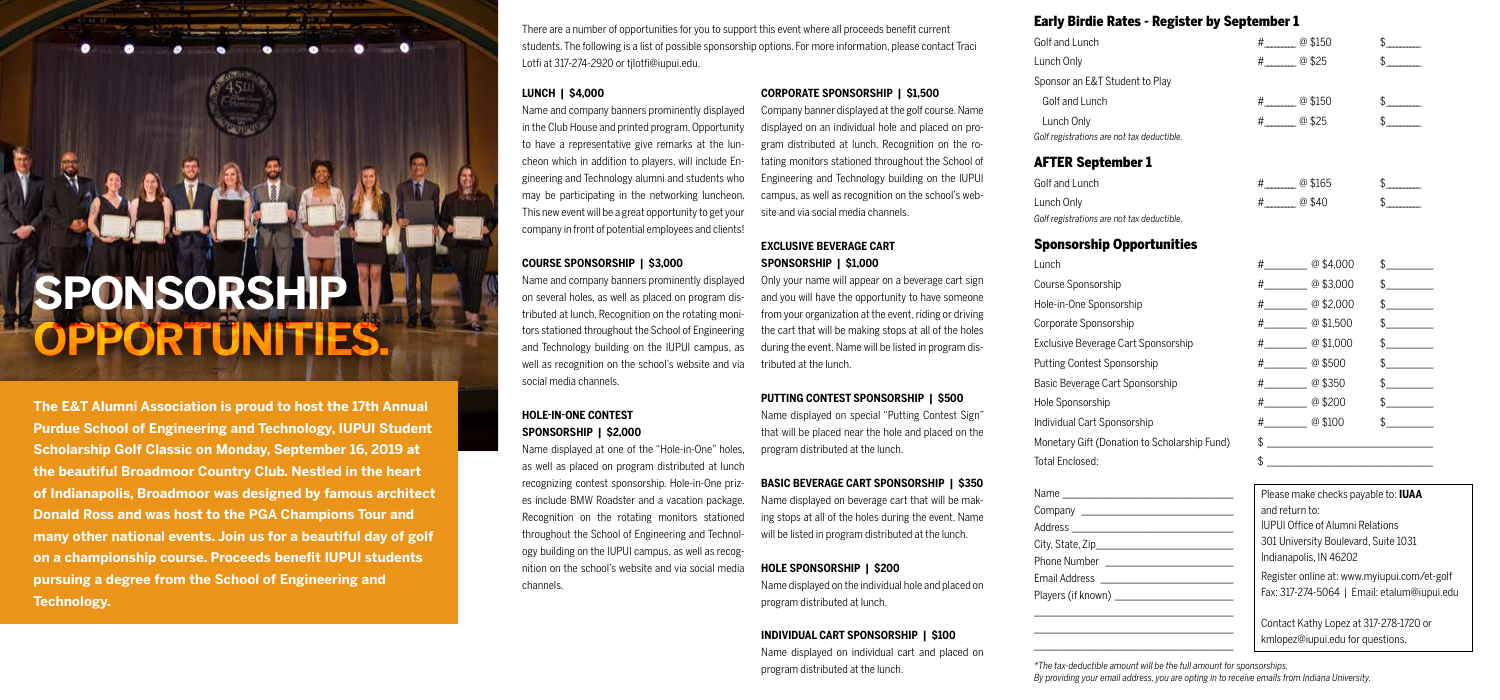# SPONSORSHIP OPPORTUNITIES.

**The E&T Alumni Association is proud to host the 17th Annual Purdue School of Engineering and Technology, IUPUI Student Scholarship Golf Classic on Monday, September 16, 2019 at the beautiful Broadmoor Country Club. Nestled in the heart of Indianapolis, Broadmoor was designed by famous architect Donald Ross and was host to the PGA Champions Tour and many other national events. Join us for a beautiful day of golf on a championship course. Proceeds benefit IUPUI students pursuing a degree from the School of Engineering and Technology.**

There are a number of opportunities for you to support this event where all proceeds benefit current students. The following is a list of possible sponsorship options. For more information, please contact Traci Lotfi at 317-274-2920 or tjlotfi@iupui.edu.

### LUNCH | $4,000

Name and company banners prominently displayed in the Club House and printed program. Opportunity to have a representative give remarks at the luncheon which in addition to players, will include Engineering and Technology alumni and students who may be participating in the networking luncheon. This new event will be a great opportunity to get your company in front of potential employees and clients!

### COURSE SPONSORSHIP | $3,000

Name and company banners prominently displayed on several holes, as well as placed on program distributed at lunch. Recognition on the rotating monitors stationed throughout the School of Engineering and Technology building on the IUPUI campus, as well as recognition on the school's website and via social media channels.

### HOLE-IN-ONE CONTEST SPONSORSHIP | $2,000

Name displayed at one of the "Hole-in-One" holes, as well as placed on program distributed at lunch recognizing contest sponsorship. Hole-in-One prizes include BMW Roadster and a vacation package. Recognition on the rotating monitors stationed throughout the School of Engineering and Technology building on the IUPUI campus, as well as recognition on the school's website and via social media channels.

### CORPORATE SPONSORSHIP | $1,500

Company banner displayed at the golf course. Name displayed on an individual hole and placed on program distributed at lunch. Recognition on the rotating monitors stationed throughout the School of Engineering and Technology building on the IUPUI campus, as well as recognition on the school's website and via social media channels.

### EXCLUSIVE BEVERAGE CART SPONSORSHIP | $1,000

Only your name will appear on a beverage cart sign and you will have the opportunity to have someone from your organization at the event, riding or driving the cart that will be making stops at all of the holes during the event. Name will be listed in program distributed at the lunch.

### PUTTING CONTEST SPONSORSHIP | $500

Name displayed on special "Putting Contest Sign" that will be placed near the hole and placed on the program distributed at the lunch.

### BASIC BEVERAGE CART SPONSORSHIP | $350

Name displayed on beverage cart that will be making stops at all of the holes during the event. Name will be listed in program distributed at the lunch.

### HOLE SPONSORSHIP | $200

Name displayed on the individual hole and placed on program distributed at lunch.

### INDIVIDUAL CART SPONSORSHIP | $100

Name displayed on individual cart and placed on program distributed at the lunch.

## Early Birdie Rates - Register by September 1

| | | |
|---|---|---|
| Golf and Lunch | #_____ @ $150 | $_____ |
| Lunch Only | #_____ @ $25 | $_____ |
| Sponsor an E&T Student to Play | | |
| Golf and Lunch | #_____ @ $150 | $_____ |
| Lunch Only | #_____ @ $25 | $_____ |

*Golf registrations are not tax deductible.*

## AFTER September 1

| | | |
|---|---|---|
| Golf and Lunch | #_____ @ $165 | $_____ |
| Lunch Only | #_____ @ $40 | $_____ |

*Golf registrations are not tax deductible.*

## Sponsorship Opportunities

| | | |
|---|---|---|
| Lunch | #_____ @ $4,000 | $_____ |
| Course Sponsorship | #_____ @ $3,000 | $_____ |
| Hole-in-One Sponsorship | #_____ @ $2,000 | $_____ |
| Corporate Sponsorship | #_____ @ $1,500 | $_____ |
| Exclusive Beverage Cart Sponsorship | #_____ @ $1,000 | $_____ |
| Putting Contest Sponsorship | #_____ @ $500 | $_____ |
| Basic Beverage Cart Sponsorship | #_____ @ $350 | $_____ |
| Hole Sponsorship | #_____ @ $200 | $_____ |
| Individual Cart Sponsorship | #_____ @ $100 | $_____ |
| Monetary Gift (Donation to Scholarship Fund) | $_____ | |
| Total Enclosed: | $_____ | |

Name _____________________

Company _____________________

Address _____________________

City, State, Zip_____________________

Phone Number _____________________

Email Address _____________________

Players (if known) _____________________

Please make checks payable to: **IUAA** and return to:
IUPUI Office of Alumni Relations
301 University Boulevard, Suite 1031
Indianapolis, IN 46202

Register online at: www.myiupui.com/et-golf
Fax: 317-274-5064 | Email: etalum@iupui.edu

Contact Kathy Lopez at 317-278-1720 or kmlopez@iupui.edu for questions.

*\*The tax-deductible amount will be the full amount for sponsorships.*
*By providing your email address, you are opting in to receive emails from Indiana University.*